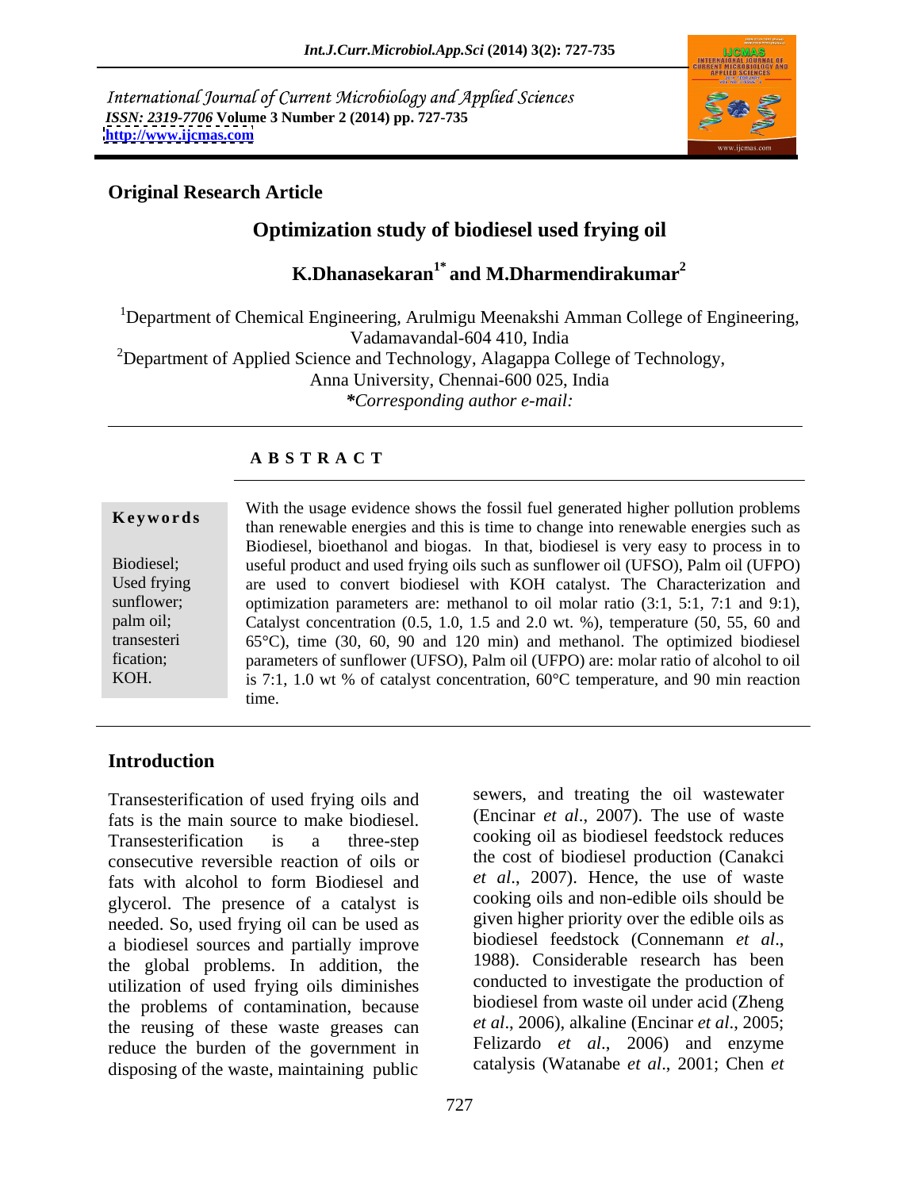International Journal of Current Microbiology and Applied Sciences
*ISSN: 2319-7706* **Volume 3 Number 2 (2014) pp. 727-735**
**http://www.ijcmas.com**

**Original Research Article**

# Optimization study of biodiesel used frying oil

**K.Dhanasekaran[1*] and M.Dharmendirakumar[2]**

[1]Department of Chemical Engineering, Arulmigu Meenakshi Amman College of Engineering, Vadamavandal-604 410, India
[2]Department of Applied Science and Technology, Alagappa College of Technology, Anna University, Chennai-600 025, India
***Corresponding author e-mail:***

## A B S T R A C T

**Keywords**

Biodiesel; Used frying sunflower; palm oil; transesterification; KOH.

With the usage evidence shows the fossil fuel generated higher pollution problems than renewable energies and this is time to change into renewable energies such as Biodiesel, bioethanol and biogas. In that, biodiesel is very easy to process in to useful product and used frying oils such as sunflower oil (UFSO), Palm oil (UFPO) are used to convert biodiesel with KOH catalyst. The Characterization and optimization parameters are: methanol to oil molar ratio (3:1, 5:1, 7:1 and 9:1), Catalyst concentration (0.5, 1.0, 1.5 and 2.0 wt. %), temperature (50, 55, 60 and 65°C), time (30, 60, 90 and 120 min) and methanol. The optimized biodiesel parameters of sunflower (UFSO), Palm oil (UFPO) are: molar ratio of alcohol to oil is 7:1, 1.0 wt % of catalyst concentration, 60°C temperature, and 90 min reaction time.

## Introduction

Transesterification of used frying oils and fats is the main source to make biodiesel. Transesterification is a three-step consecutive reversible reaction of oils or fats with alcohol to form Biodiesel and glycerol. The presence of a catalyst is needed. So, used frying oil can be used as a biodiesel sources and partially improve the global problems. In addition, the utilization of used frying oils diminishes the problems of contamination, because the reusing of these waste greases can reduce the burden of the government in disposing of the waste, maintaining public sewers, and treating the oil wastewater (Encinar *et al*., 2007). The use of waste cooking oil as biodiesel feedstock reduces the cost of biodiesel production (Canakci *et al*., 2007). Hence, the use of waste cooking oils and non-edible oils should be given higher priority over the edible oils as biodiesel feedstock (Connemann *et al*., 1988). Considerable research has been conducted to investigate the production of biodiesel from waste oil under acid (Zheng *et al*., 2006), alkaline (Encinar *et al*., 2005; Felizardo *et al*., 2006) and enzyme catalysis (Watanabe *et al*., 2001; Chen *et*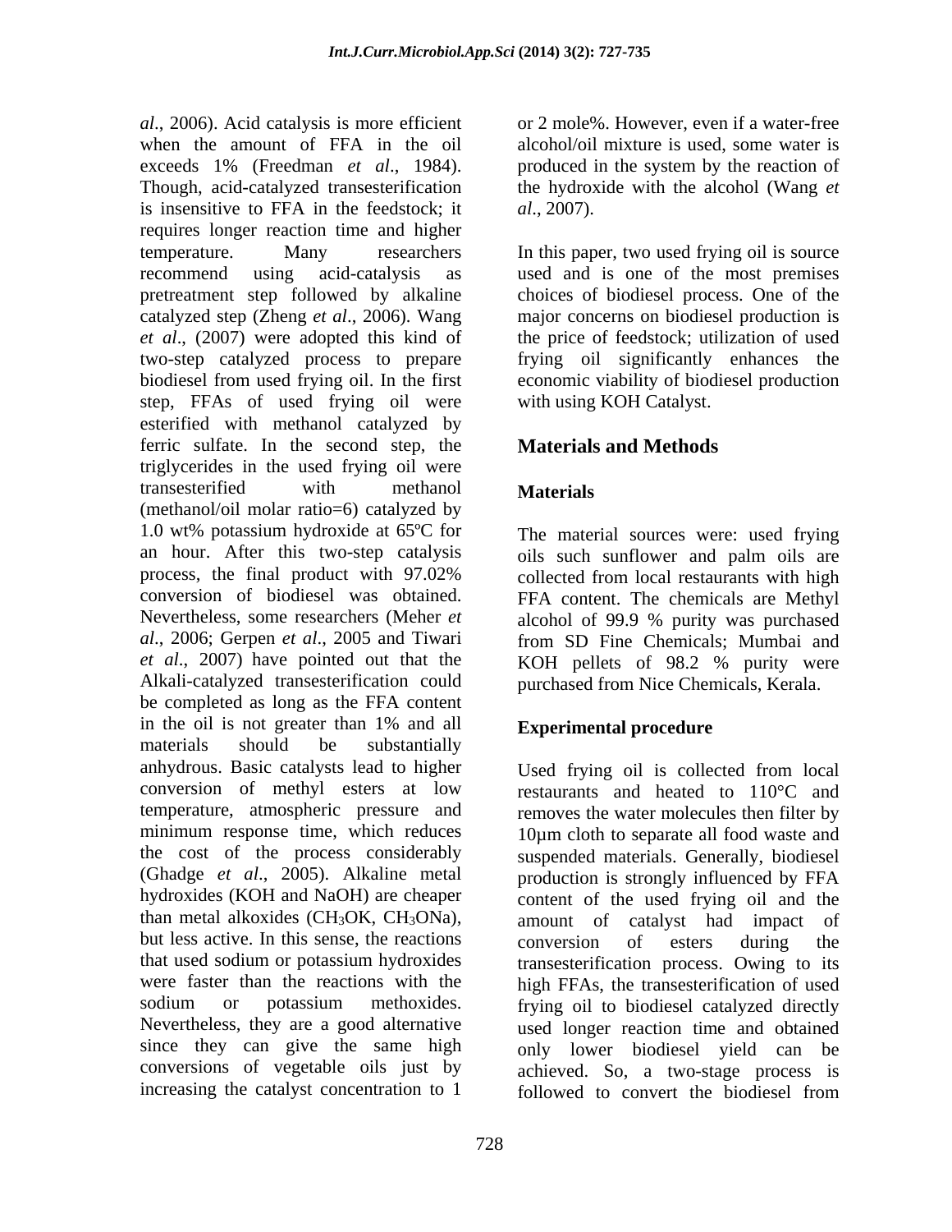*al*., 2006). Acid catalysis is more efficient when the amount of FFA in the oil exceeds 1% (Freedman *et al*., 1984). Though, acid-catalyzed transesterification is insensitive to FFA in the feedstock; it requires longer reaction time and higher temperature. Many researchers recommend using acid-catalysis as pretreatment step followed by alkaline catalyzed step (Zheng *et al*., 2006). Wang *et al*., (2007) were adopted this kind of two-step catalyzed process to prepare biodiesel from used frying oil. In the first step, FFAs of used frying oil were esterified with methanol catalyzed by ferric sulfate. In the second step, the triglycerides in the used frying oil were transesterified with methanol (methanol/oil molar ratio=6) catalyzed by 1.0 wt% potassium hydroxide at 65ºC for an hour. After this two-step catalysis process, the final product with 97.02% conversion of biodiesel was obtained. Nevertheless, some researchers (Meher *et al*., 2006; Gerpen *et al*., 2005 and Tiwari *et al*., 2007) have pointed out that the Alkali-catalyzed transesterification could be completed as long as the FFA content in the oil is not greater than 1% and all materials should be substantially anhydrous. Basic catalysts lead to higher conversion of methyl esters at low temperature, atmospheric pressure and minimum response time, which reduces the cost of the process considerably (Ghadge *et al*., 2005). Alkaline metal hydroxides (KOH and NaOH) are cheaper than metal alkoxides ($CH_3OK$, $CH_3ONa$), but less active. In this sense, the reactions that used sodium or potassium hydroxides were faster than the reactions with the sodium or potassium methoxides. Nevertheless, they are a good alternative since they can give the same high conversions of vegetable oils just by increasing the catalyst concentration to 1 or 2 mole%. However, even if a water-free alcohol/oil mixture is used, some water is produced in the system by the reaction of the hydroxide with the alcohol (Wang *et al*., 2007).

In this paper, two used frying oil is source used and is one of the most premises choices of biodiesel process. One of the major concerns on biodiesel production is the price of feedstock; utilization of used frying oil significantly enhances the economic viability of biodiesel production with using KOH Catalyst.

## Materials and Methods

### Materials

The material sources were: used frying oils such sunflower and palm oils are collected from local restaurants with high FFA content. The chemicals are Methyl alcohol of 99.9 % purity was purchased from SD Fine Chemicals; Mumbai and KOH pellets of 98.2 % purity were purchased from Nice Chemicals, Kerala.

### Experimental procedure

Used frying oil is collected from local restaurants and heated to 110°C and removes the water molecules then filter by 10µm cloth to separate all food waste and suspended materials. Generally, biodiesel production is strongly influenced by FFA content of the used frying oil and the amount of catalyst had impact of conversion of esters during the transesterification process. Owing to its high FFAs, the transesterification of used frying oil to biodiesel catalyzed directly used longer reaction time and obtained only lower biodiesel yield can be achieved. So, a two-stage process is followed to convert the biodiesel from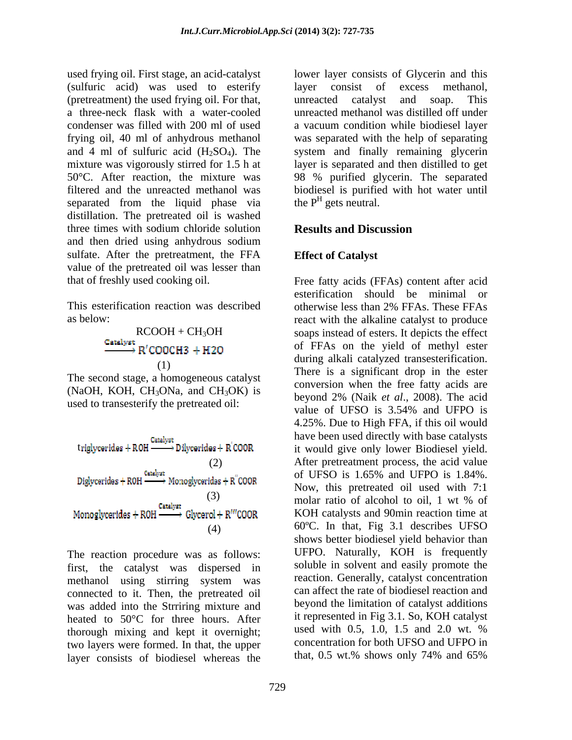used frying oil. First stage, an acid-catalyst (sulfuric acid) was used to esterify (pretreatment) the used frying oil. For that, a three-neck flask with a water-cooled condenser was filled with 200 ml of used frying oil, 40 ml of anhydrous methanol and 4 ml of sulfuric acid ($H_2SO_4$). The mixture was vigorously stirred for 1.5 h at 50°C. After reaction, the mixture was filtered and the unreacted methanol was separated from the liquid phase via distillation. The pretreated oil is washed three times with sodium chloride solution and then dried using anhydrous sodium sulfate. After the pretreatment, the FFA value of the pretreated oil was lesser than that of freshly used cooking oil.

This esterification reaction was described as below:

$$RCOOH + CH_3OH \xrightarrow{Catalyst} R'COOCH3 + H2O \quad (1)$$

The second stage, a homogeneous catalyst (NaOH, KOH, $CH_3ONa$, and $CH_3OK$) is used to transesterify the pretreated oil:

$$\text{triglycerides} + ROH \xrightarrow{Catalyst} \text{Dilycerides} + R'COOR \quad (2)$$

$$\text{Diglycerides} + ROH \xrightarrow{Catalyst} \text{Monoglycerides} + R''COOR \quad (3)$$

$$\text{Monoglycerides} + ROH \xrightarrow{Catalyst} \text{Glycerol} + R'''COOR \quad (4)$$

The reaction procedure was as follows: first, the catalyst was dispersed in methanol using stirring system was connected to it. Then, the pretreated oil was added into the Strriring mixture and heated to 50°C for three hours. After thorough mixing and kept it overnight; two layers were formed. In that, the upper layer consists of biodiesel whereas the lower layer consists of Glycerin and this layer consist of excess methanol, unreacted catalyst and soap. This unreacted methanol was distilled off under a vacuum condition while biodiesel layer was separated with the help of separating system and finally remaining glycerin layer is separated and then distilled to get 98 % purified glycerin. The separated biodiesel is purified with hot water until the $P^H$ gets neutral.

## Results and Discussion

### Effect of Catalyst

Free fatty acids (FFAs) content after acid esterification should be minimal or otherwise less than 2% FFAs. These FFAs react with the alkaline catalyst to produce soaps instead of esters. It depicts the effect of FFAs on the yield of methyl ester during alkali catalyzed transesterification. There is a significant drop in the ester conversion when the free fatty acids are beyond 2% (Naik *et al*., 2008). The acid value of UFSO is 3.54% and UFPO is 4.25%. Due to High FFA, if this oil would have been used directly with base catalysts it would give only lower Biodiesel yield. After pretreatment process, the acid value of UFSO is 1.65% and UFPO is 1.84%. Now, this pretreated oil used with 7:1 molar ratio of alcohol to oil, 1 wt % of KOH catalysts and 90min reaction time at 60ºC. In that, Fig 3.1 describes UFSO shows better biodiesel yield behavior than UFPO. Naturally, KOH is frequently soluble in solvent and easily promote the reaction. Generally, catalyst concentration can affect the rate of biodiesel reaction and beyond the limitation of catalyst additions it represented in Fig 3.1. So, KOH catalyst used with 0.5, 1.0, 1.5 and 2.0 wt. % concentration for both UFSO and UFPO in that, 0.5 wt.% shows only 74% and 65%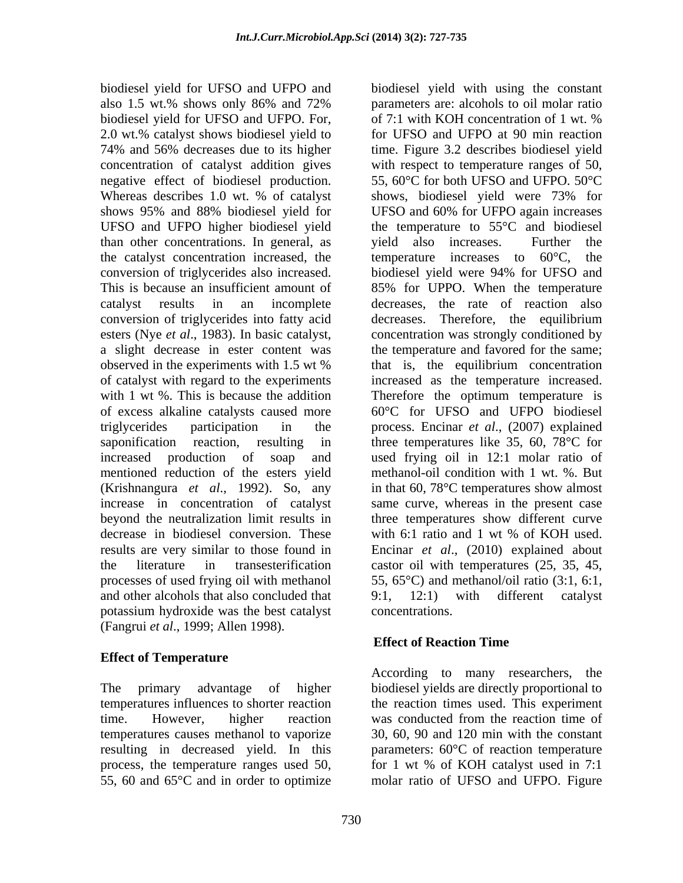biodiesel yield for UFSO and UFPO and also 1.5 wt.% shows only 86% and 72% biodiesel yield for UFSO and UFPO. For, 2.0 wt.% catalyst shows biodiesel yield to 74% and 56% decreases due to its higher concentration of catalyst addition gives negative effect of biodiesel production. Whereas describes 1.0 wt. % of catalyst shows 95% and 88% biodiesel yield for UFSO and UFPO higher biodiesel yield than other concentrations. In general, as the catalyst concentration increased, the conversion of triglycerides also increased. This is because an insufficient amount of catalyst results in an incomplete conversion of triglycerides into fatty acid esters (Nye *et al*., 1983). In basic catalyst, a slight decrease in ester content was observed in the experiments with 1.5 wt % of catalyst with regard to the experiments with 1 wt %. This is because the addition of excess alkaline catalysts caused more triglycerides participation in the saponification reaction, resulting in increased production of soap and mentioned reduction of the esters yield (Krishnangura *et al*., 1992). So, any increase in concentration of catalyst beyond the neutralization limit results in decrease in biodiesel conversion. These results are very similar to those found in the literature in transesterification processes of used frying oil with methanol and other alcohols that also concluded that potassium hydroxide was the best catalyst (Fangrui *et al*., 1999; Allen 1998).

## Effect of Temperature

The primary advantage of higher temperatures influences to shorter reaction time. However, higher reaction temperatures causes methanol to vaporize resulting in decreased yield. In this process, the temperature ranges used 50, 55, 60 and 65°C and in order to optimize biodiesel yield with using the constant parameters are: alcohols to oil molar ratio of 7:1 with KOH concentration of 1 wt. % for UFSO and UFPO at 90 min reaction time. Figure 3.2 describes biodiesel yield with respect to temperature ranges of 50, 55, 60°C for both UFSO and UFPO. 50°C shows, biodiesel yield were 73% for UFSO and 60% for UFPO again increases the temperature to 55°C and biodiesel yield also increases. Further the temperature increases to 60°C, the biodiesel yield were 94% for UFSO and 85% for UPPO. When the temperature decreases, the rate of reaction also decreases. Therefore, the equilibrium concentration was strongly conditioned by the temperature and favored for the same; that is, the equilibrium concentration increased as the temperature increased. Therefore the optimum temperature is 60°C for UFSO and UFPO biodiesel process. Encinar *et al*., (2007) explained three temperatures like 35, 60, 78°C for used frying oil in 12:1 molar ratio of methanol-oil condition with 1 wt. %. But in that 60, 78°C temperatures show almost same curve, whereas in the present case three temperatures show different curve with 6:1 ratio and 1 wt % of KOH used. Encinar *et al*., (2010) explained about castor oil with temperatures (25, 35, 45, 55, 65°C) and methanol/oil ratio (3:1, 6:1, 9:1, 12:1) with different catalyst concentrations.

## Effect of Reaction Time

According to many researchers, the biodiesel yields are directly proportional to the reaction times used. This experiment was conducted from the reaction time of 30, 60, 90 and 120 min with the constant parameters: 60°C of reaction temperature for 1 wt % of KOH catalyst used in 7:1 molar ratio of UFSO and UFPO. Figure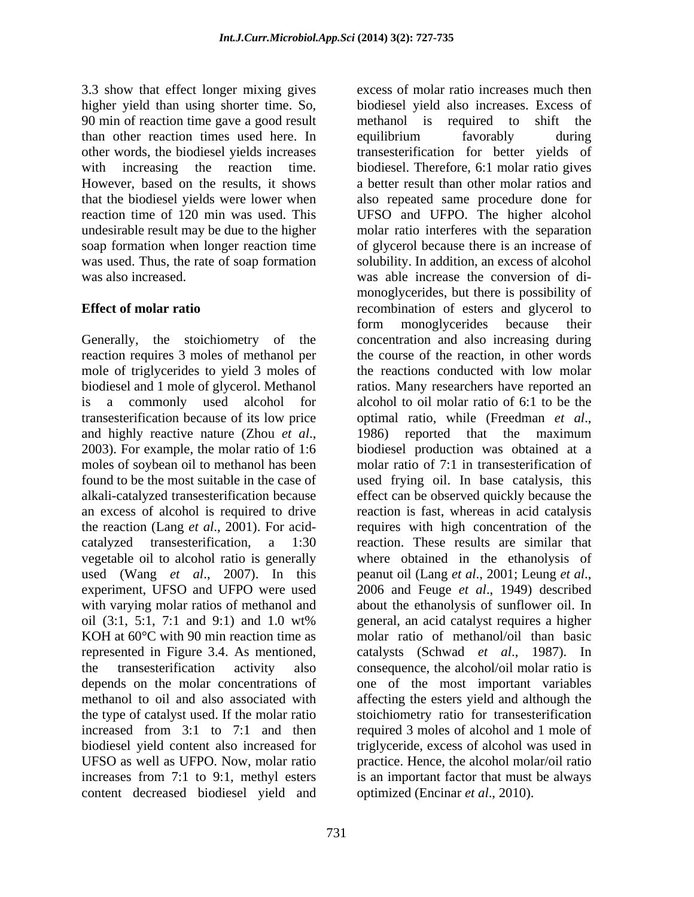3.3 show that effect longer mixing gives higher yield than using shorter time. So, 90 min of reaction time gave a good result than other reaction times used here. In other words, the biodiesel yields increases with increasing the reaction time. However, based on the results, it shows that the biodiesel yields were lower when reaction time of 120 min was used. This undesirable result may be due to the higher soap formation when longer reaction time was used. Thus, the rate of soap formation was also increased.

**Effect of molar ratio**

Generally, the stoichiometry of the reaction requires 3 moles of methanol per mole of triglycerides to yield 3 moles of biodiesel and 1 mole of glycerol. Methanol is a commonly used alcohol for transesterification because of its low price and highly reactive nature (Zhou *et al.*, 2003). For example, the molar ratio of 1:6 moles of soybean oil to methanol has been found to be the most suitable in the case of alkali-catalyzed transesterification because an excess of alcohol is required to drive the reaction (Lang *et al.*, 2001). For acid-catalyzed transesterification, a 1:30 vegetable oil to alcohol ratio is generally used (Wang *et al.*, 2007). In this experiment, UFSO and UFPO were used with varying molar ratios of methanol and oil (3:1, 5:1, 7:1 and 9:1) and 1.0 wt% KOH at 60°C with 90 min reaction time as represented in Figure 3.4. As mentioned, the transesterification activity also depends on the molar concentrations of methanol to oil and also associated with the type of catalyst used. If the molar ratio increased from 3:1 to 7:1 and then biodiesel yield content also increased for UFSO as well as UFPO. Now, molar ratio increases from 7:1 to 9:1, methyl esters content decreased biodiesel yield and excess of molar ratio increases much then biodiesel yield also increases. Excess of methanol is required to shift the equilibrium favorably during transesterification for better yields of biodiesel. Therefore, 6:1 molar ratio gives a better result than other molar ratios and also repeated same procedure done for UFSO and UFPO. The higher alcohol molar ratio interferes with the separation of glycerol because there is an increase of solubility. In addition, an excess of alcohol was able increase the conversion of di-monoglycerides, but there is possibility of recombination of esters and glycerol to form monoglycerides because their concentration and also increasing during the course of the reaction, in other words the reactions conducted with low molar ratios. Many researchers have reported an alcohol to oil molar ratio of 6:1 to be the optimal ratio, while (Freedman *et al.*, 1986) reported that the maximum biodiesel production was obtained at a molar ratio of 7:1 in transesterification of used frying oil. In base catalysis, this effect can be observed quickly because the reaction is fast, whereas in acid catalysis requires with high concentration of the reaction. These results are similar that where obtained in the ethanolysis of peanut oil (Lang *et al.*, 2001; Leung *et al.*, 2006 and Feuge *et al.*, 1949) described about the ethanolysis of sunflower oil. In general, an acid catalyst requires a higher molar ratio of methanol/oil than basic catalysts (Schwad *et al.*, 1987). In consequence, the alcohol/oil molar ratio is one of the most important variables affecting the esters yield and although the stoichiometry ratio for transesterification required 3 moles of alcohol and 1 mole of triglyceride, excess of alcohol was used in practice. Hence, the alcohol molar/oil ratio is an important factor that must be always optimized (Encinar *et al.*, 2010).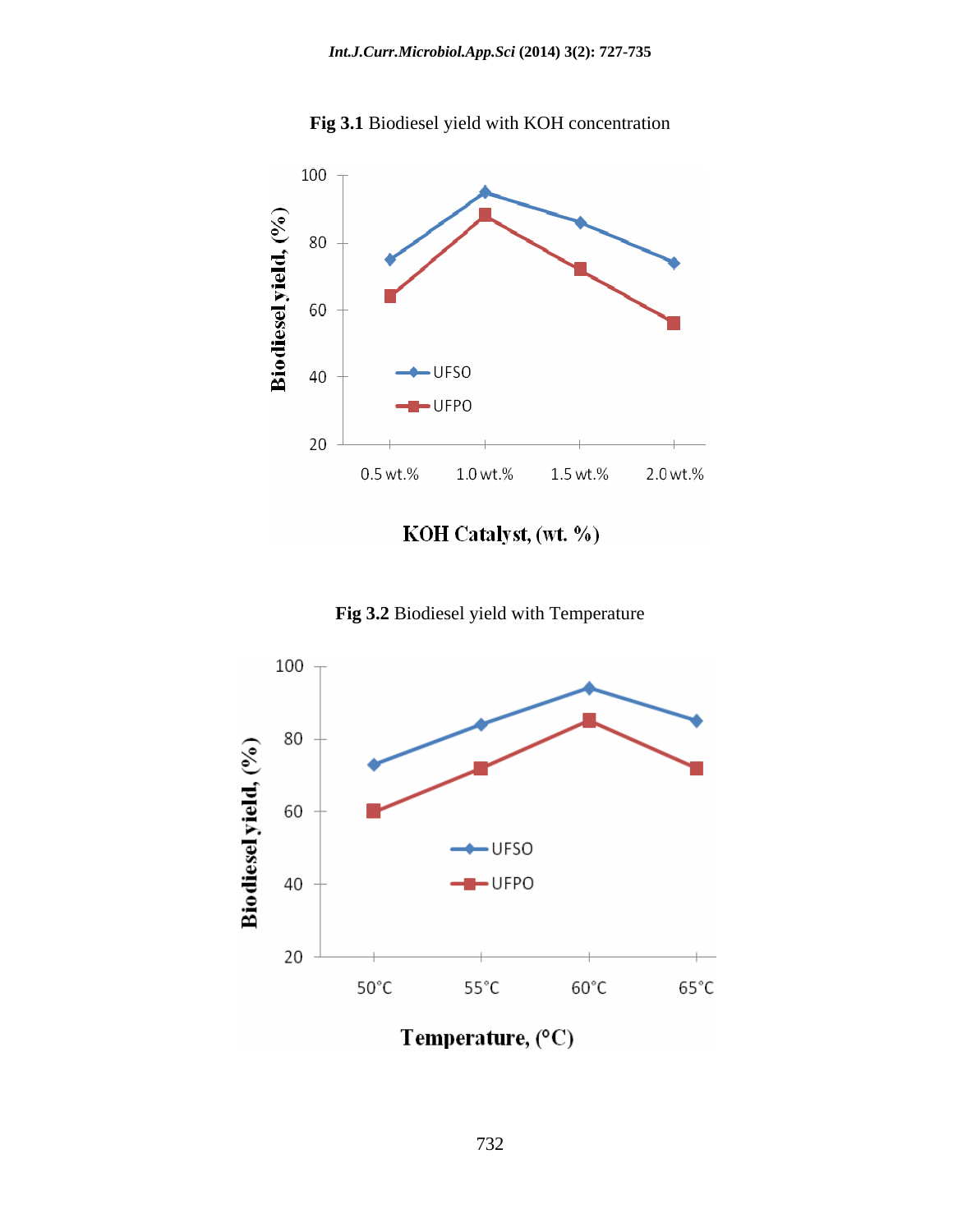**Fig 3.1** Biodiesel yield with KOH concentration

**Fig 3.2** Biodiesel yield with Temperature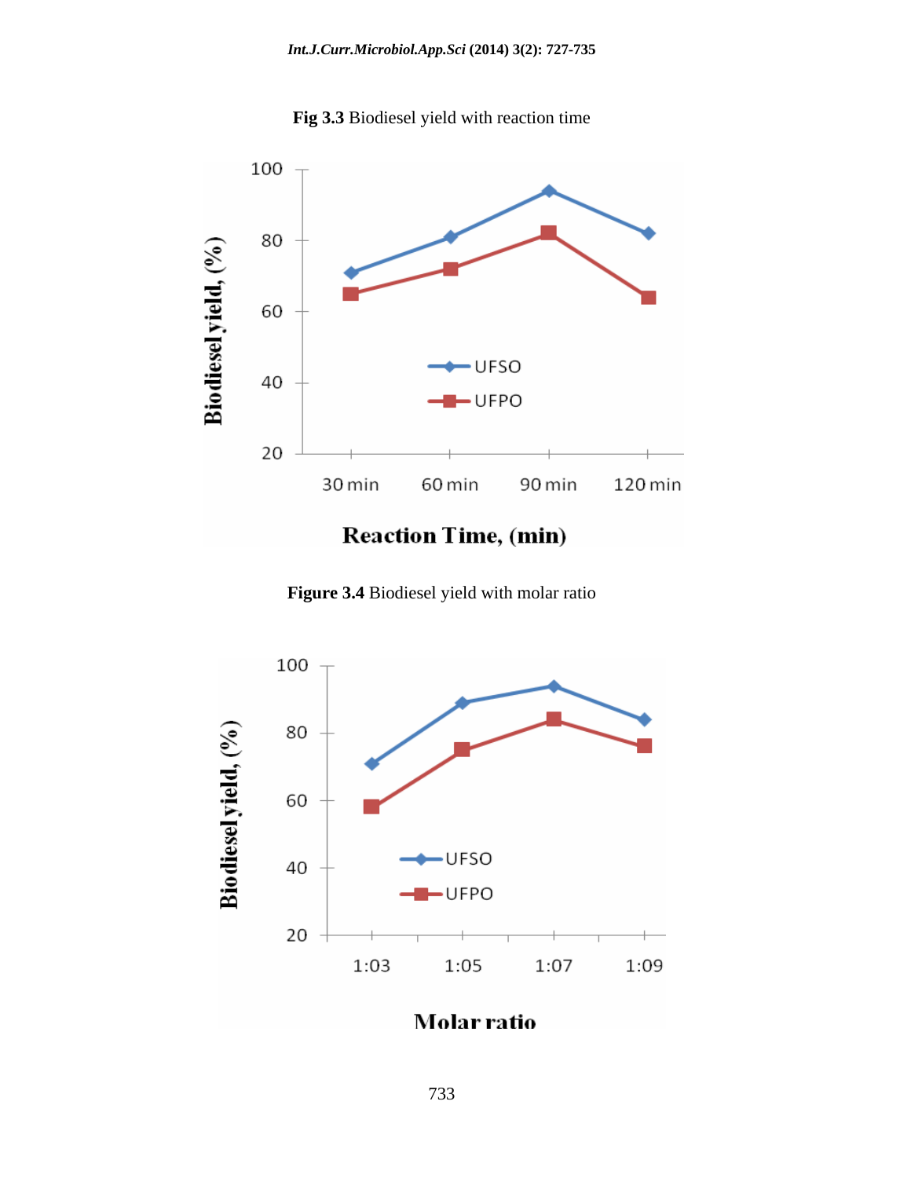**Fig 3.3** Biodiesel yield with reaction time

**Figure 3.4** Biodiesel yield with molar ratio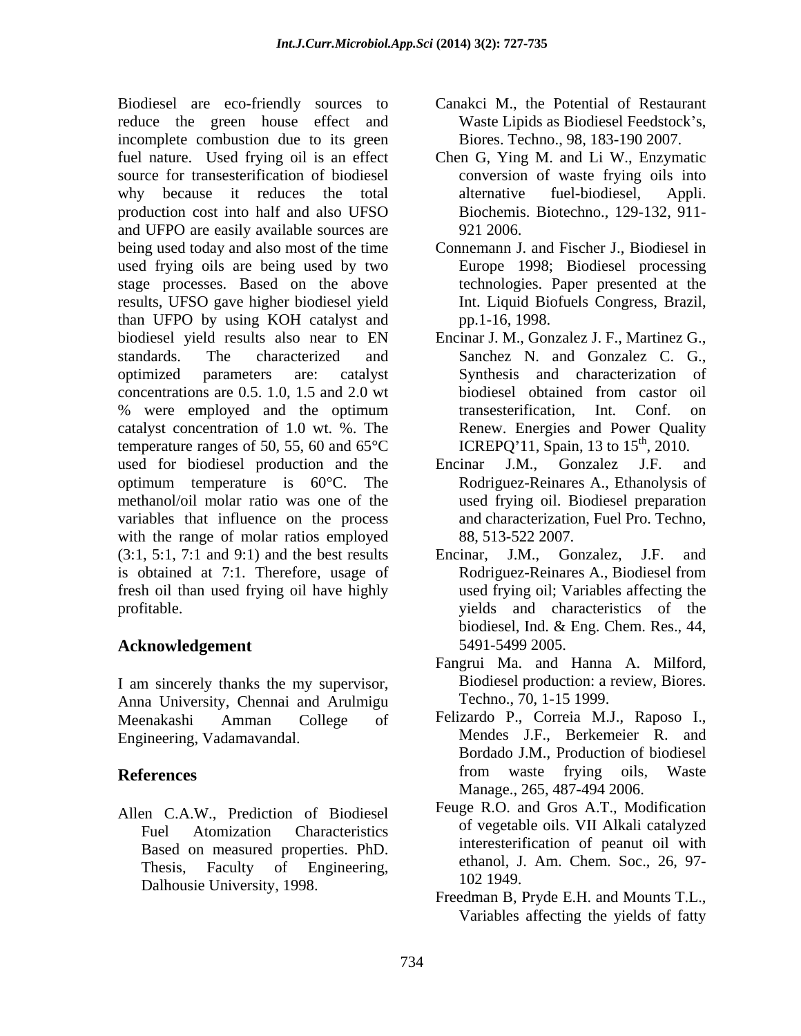Biodiesel are eco-friendly sources to reduce the green house effect and incomplete combustion due to its green fuel nature. Used frying oil is an effect source for transesterification of biodiesel why because it reduces the total production cost into half and also UFSO and UFPO are easily available sources are being used today and also most of the time used frying oils are being used by two stage processes. Based on the above results, UFSO gave higher biodiesel yield than UFPO by using KOH catalyst and biodiesel yield results also near to EN standards. The characterized and optimized parameters are: catalyst concentrations are 0.5. 1.0, 1.5 and 2.0 wt % were employed and the optimum catalyst concentration of 1.0 wt. %. The temperature ranges of 50, 55, 60 and 65°C used for biodiesel production and the optimum temperature is 60°C. The methanol/oil molar ratio was one of the variables that influence on the process with the range of molar ratios employed (3:1, 5:1, 7:1 and 9:1) and the best results is obtained at 7:1. Therefore, usage of fresh oil than used frying oil have highly profitable.

## Acknowledgement

I am sincerely thanks the my supervisor, Anna University, Chennai and Arulmigu Meenakashi Amman College of Engineering, Vadamavandal.

## References

Allen C.A.W., Prediction of Biodiesel Fuel Atomization Characteristics Based on measured properties. PhD. Thesis, Faculty of Engineering, Dalhousie University, 1998.

Canakci M., the Potential of Restaurant Waste Lipids as Biodiesel Feedstock's, Biores. Techno., 98, 183-190 2007.

Chen G, Ying M. and Li W., Enzymatic conversion of waste frying oils into alternative fuel-biodiesel, Appli. Biochemis. Biotechno., 129-132, 911-921 2006.

Connemann J. and Fischer J., Biodiesel in Europe 1998; Biodiesel processing technologies. Paper presented at the Int. Liquid Biofuels Congress, Brazil, pp.1-16, 1998.

Encinar J. M., Gonzalez J. F., Martinez G., Sanchez N. and Gonzalez C. G., Synthesis and characterization of biodiesel obtained from castor oil transesterification, Int. Conf. on Renew. Energies and Power Quality ICREPQ'11, Spain, 13 to 15th, 2010.

Encinar J.M., Gonzalez J.F. and Rodriguez-Reinares A., Ethanolysis of used frying oil. Biodiesel preparation and characterization, Fuel Pro. Techno, 88, 513-522 2007.

Encinar, J.M., Gonzalez, J.F. and Rodriguez-Reinares A., Biodiesel from used frying oil; Variables affecting the yields and characteristics of the biodiesel, Ind. & Eng. Chem. Res., 44, 5491-5499 2005.

Fangrui Ma. and Hanna A. Milford, Biodiesel production: a review, Biores. Techno., 70, 1-15 1999.

Felizardo P., Correia M.J., Raposo I., Mendes J.F., Berkemeier R. and Bordado J.M., Production of biodiesel from waste frying oils, Waste Manage., 265, 487-494 2006.

Feuge R.O. and Gros A.T., Modification of vegetable oils. VII Alkali catalyzed interesterification of peanut oil with ethanol, J. Am. Chem. Soc., 26, 97-102 1949.

Freedman B, Pryde E.H. and Mounts T.L., Variables affecting the yields of fatty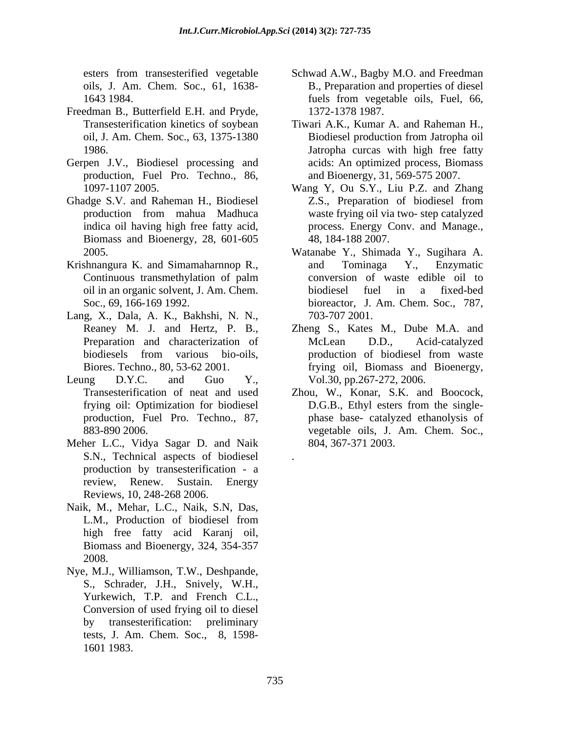esters from transesterified vegetable oils, J. Am. Chem. Soc., 61, 1638-1643 1984.

Freedman B., Butterfield E.H. and Pryde, Transesterification kinetics of soybean oil, J. Am. Chem. Soc., 63, 1375-1380 1986.

Gerpen J.V., Biodiesel processing and production, Fuel Pro. Techno., 86, 1097-1107 2005.

Ghadge S.V. and Raheman H., Biodiesel production from mahua Madhuca indica oil having high free fatty acid, Biomass and Bioenergy, 28, 601-605 2005.

Krishnangura K. and Simamaharnnop R., Continuous transmethylation of palm oil in an organic solvent, J. Am. Chem. Soc., 69, 166-169 1992.

Lang, X., Dala, A. K., Bakhshi, N. N., Reaney M. J. and Hertz, P. B., Preparation and characterization of biodiesels from various bio-oils, Biores. Techno., 80, 53-62 2001.

Leung D.Y.C. and Guo Y., Transesterification of neat and used frying oil: Optimization for biodiesel production, Fuel Pro. Techno., 87, 883-890 2006.

Meher L.C., Vidya Sagar D. and Naik S.N., Technical aspects of biodiesel production by transesterification - a review, Renew. Sustain. Energy Reviews, 10, 248-268 2006.

Naik, M., Mehar, L.C., Naik, S.N, Das, L.M., Production of biodiesel from high free fatty acid Karanj oil, Biomass and Bioenergy, 324, 354-357 2008.

Nye, M.J., Williamson, T.W., Deshpande, S., Schrader, J.H., Snively, W.H., Yurkewich, T.P. and French C.L., Conversion of used frying oil to diesel by transesterification: preliminary tests, J. Am. Chem. Soc., 8, 1598-1601 1983.

Schwad A.W., Bagby M.O. and Freedman B., Preparation and properties of diesel fuels from vegetable oils, Fuel, 66, 1372-1378 1987.

Tiwari A.K., Kumar A. and Raheman H., Biodiesel production from Jatropha oil Jatropha curcas with high free fatty acids: An optimized process, Biomass and Bioenergy, 31, 569-575 2007.

Wang Y, Ou S.Y., Liu P.Z. and Zhang Z.S., Preparation of biodiesel from waste frying oil via two- step catalyzed process. Energy Conv. and Manage., 48, 184-188 2007.

Watanabe Y., Shimada Y., Sugihara A. and Tominaga Y., Enzymatic conversion of waste edible oil to biodiesel fuel in a fixed-bed bioreactor, J. Am. Chem. Soc., 787, 703-707 2001.

Zheng S., Kates M., Dube M.A. and McLean D.D., Acid-catalyzed production of biodiesel from waste frying oil, Biomass and Bioenergy, Vol.30, pp.267-272, 2006.

Zhou, W., Konar, S.K. and Boocock, D.G.B., Ethyl esters from the single-phase base- catalyzed ethanolysis of vegetable oils, J. Am. Chem. Soc., 804, 367-371 2003.